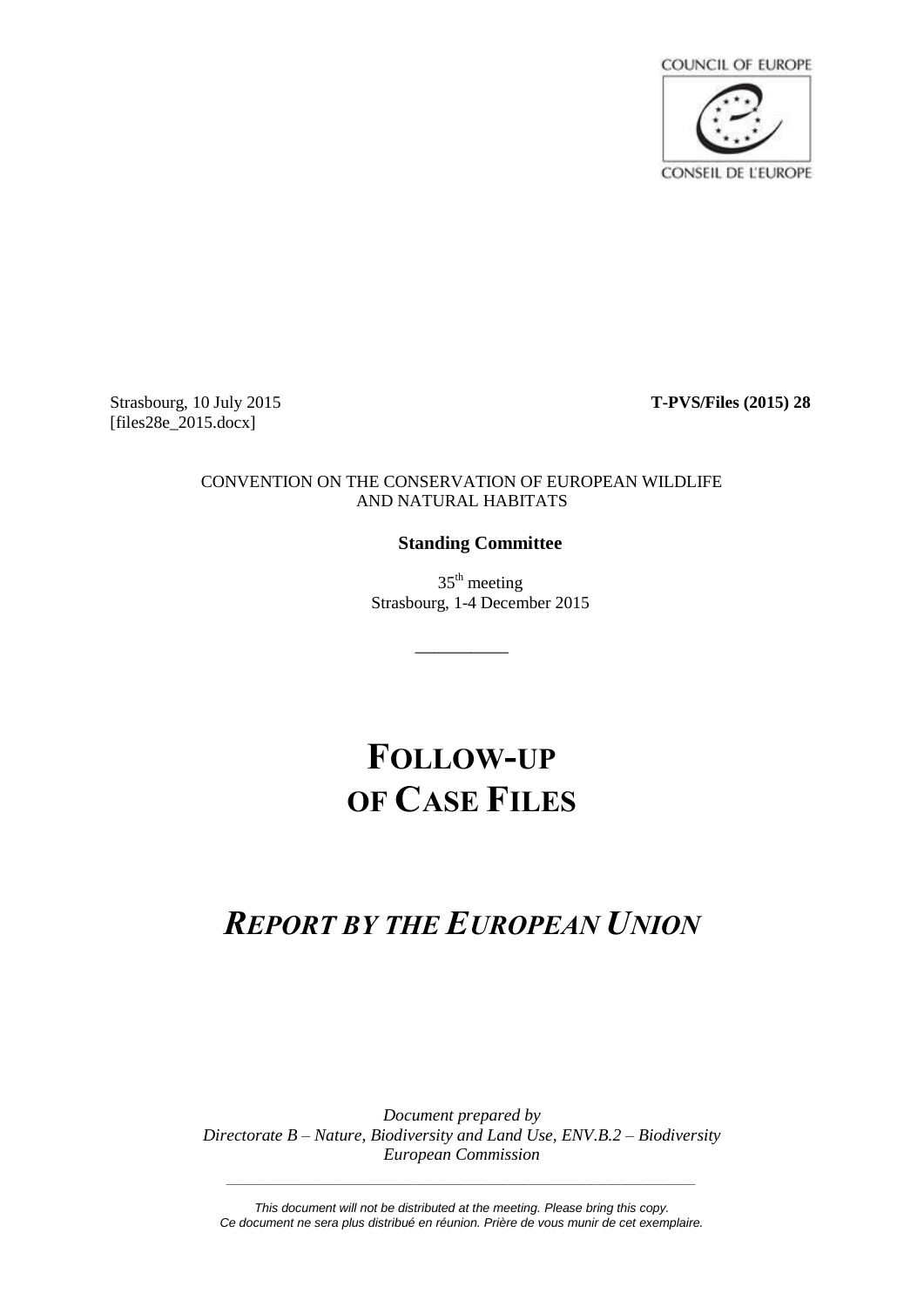COUNCIL OF EUROPE

CONSEIL DE L'EUROPE

Strasbourg, 10 July 2015 **T-PVS/Files (2015) 28**
[files28e_2015.docx]

CONVENTION ON THE CONSERVATION OF EUROPEAN WILDLIFE AND NATURAL HABITATS

**Standing Committee**

35th meeting
Strasbourg, 1-4 December 2015

__________

# FOLLOW-UP OF CASE FILES

## *REPORT BY THE EUROPEAN UNION*

*Document prepared by*
*Directorate B – Nature, Biodiversity and Land Use, ENV.B.2 – Biodiversity*
*European Commission*

*This document will not be distributed at the meeting. Please bring this copy.*
*Ce document ne sera plus distribué en réunion. Prière de vous munir de cet exemplaire.*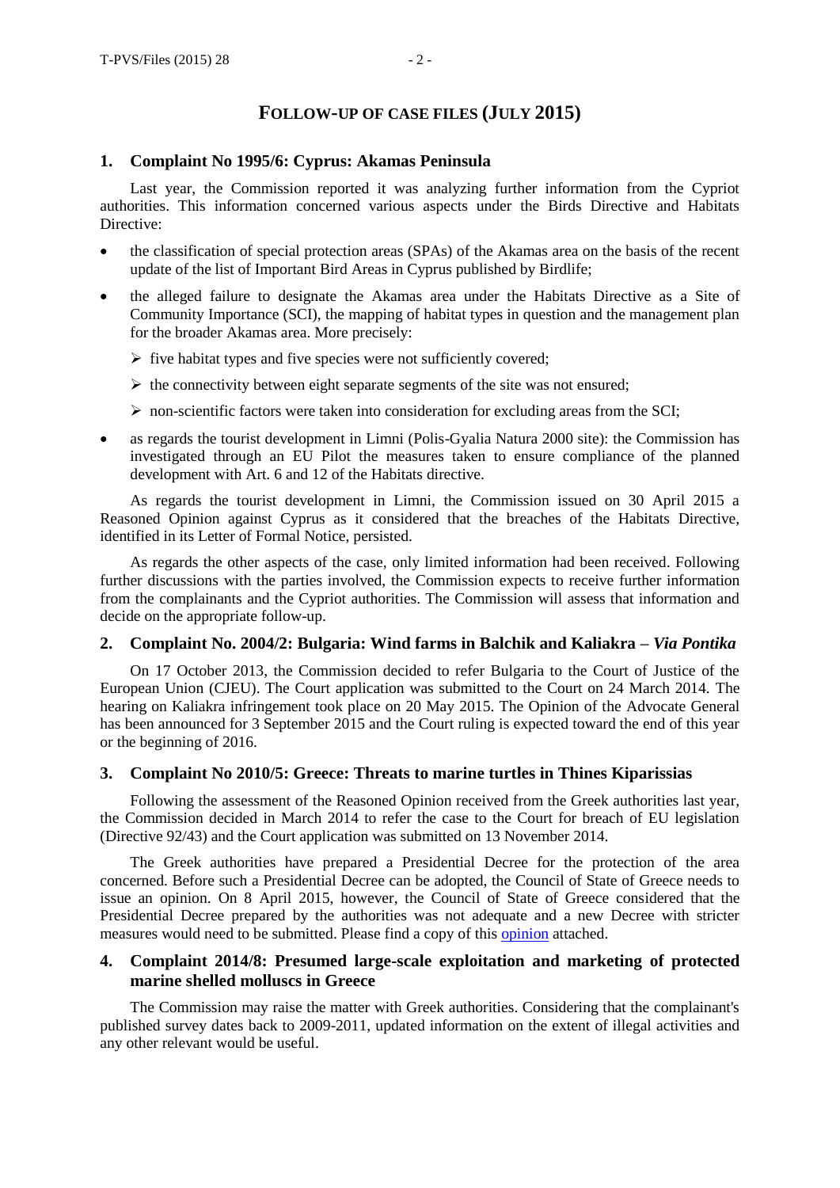# FOLLOW-UP OF CASE FILES (JULY 2015)

## 1. Complaint No 1995/6: Cyprus: Akamas Peninsula

Last year, the Commission reported it was analyzing further information from the Cypriot authorities. This information concerned various aspects under the Birds Directive and Habitats Directive:

- the classification of special protection areas (SPAs) of the Akamas area on the basis of the recent update of the list of Important Bird Areas in Cyprus published by Birdlife;
- the alleged failure to designate the Akamas area under the Habitats Directive as a Site of Community Importance (SCI), the mapping of habitat types in question and the management plan for the broader Akamas area. More precisely:
  - five habitat types and five species were not sufficiently covered;
  - the connectivity between eight separate segments of the site was not ensured;
  - non-scientific factors were taken into consideration for excluding areas from the SCI;
- as regards the tourist development in Limni (Polis-Gyalia Natura 2000 site): the Commission has investigated through an EU Pilot the measures taken to ensure compliance of the planned development with Art. 6 and 12 of the Habitats directive.

As regards the tourist development in Limni, the Commission issued on 30 April 2015 a Reasoned Opinion against Cyprus as it considered that the breaches of the Habitats Directive, identified in its Letter of Formal Notice, persisted.

As regards the other aspects of the case, only limited information had been received. Following further discussions with the parties involved, the Commission expects to receive further information from the complainants and the Cypriot authorities. The Commission will assess that information and decide on the appropriate follow-up.

## 2. Complaint No. 2004/2: Bulgaria: Wind farms in Balchik and Kaliakra – *Via Pontika*

On 17 October 2013, the Commission decided to refer Bulgaria to the Court of Justice of the European Union (CJEU). The Court application was submitted to the Court on 24 March 2014. The hearing on Kaliakra infringement took place on 20 May 2015. The Opinion of the Advocate General has been announced for 3 September 2015 and the Court ruling is expected toward the end of this year or the beginning of 2016.

## 3. Complaint No 2010/5: Greece: Threats to marine turtles in Thines Kiparissias

Following the assessment of the Reasoned Opinion received from the Greek authorities last year, the Commission decided in March 2014 to refer the case to the Court for breach of EU legislation (Directive 92/43) and the Court application was submitted on 13 November 2014.

The Greek authorities have prepared a Presidential Decree for the protection of the area concerned. Before such a Presidential Decree can be adopted, the Council of State of Greece needs to issue an opinion. On 8 April 2015, however, the Council of State of Greece considered that the Presidential Decree prepared by the authorities was not adequate and a new Decree with stricter measures would need to be submitted. Please find a copy of this opinion attached.

## 4. Complaint 2014/8: Presumed large-scale exploitation and marketing of protected marine shelled molluscs in Greece

The Commission may raise the matter with Greek authorities. Considering that the complainant's published survey dates back to 2009-2011, updated information on the extent of illegal activities and any other relevant would be useful.